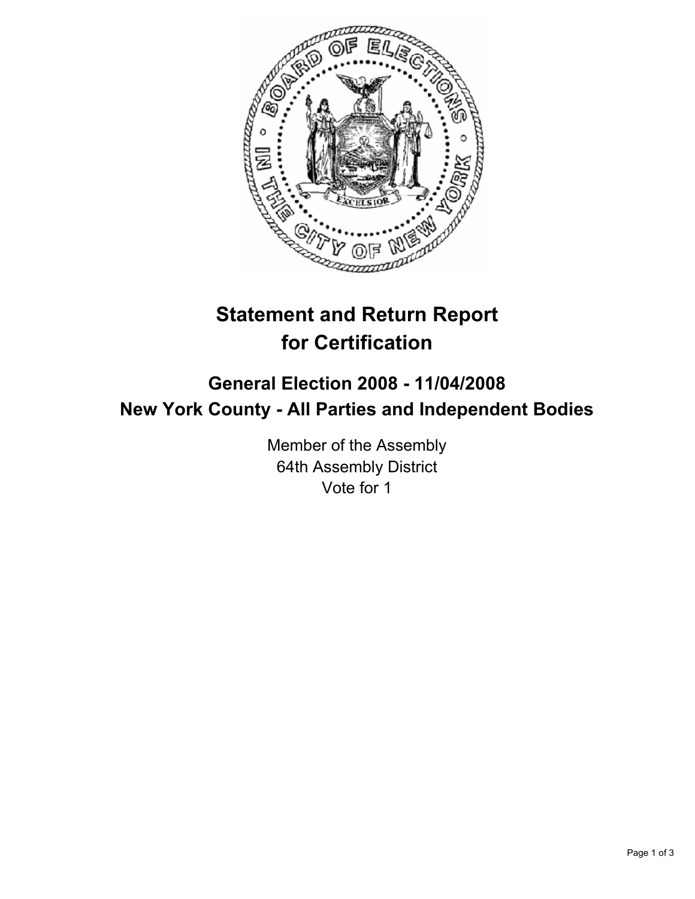# Statement and Return Report for Certification

## General Election 2008 - 11/04/2008
## New York County - All Parties and Independent Bodies

Member of the Assembly
64th Assembly District
Vote for 1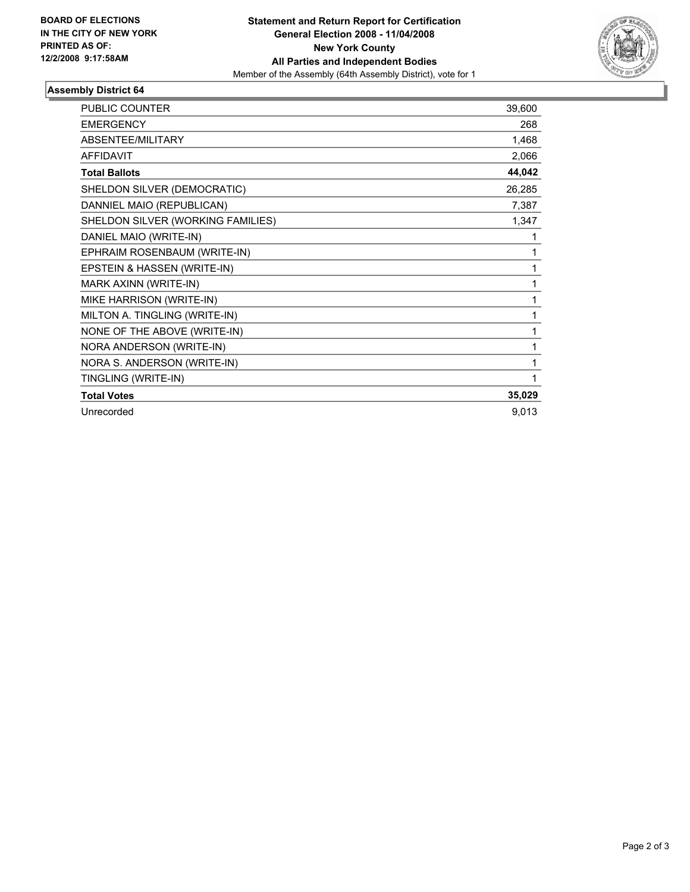**BOARD OF ELECTIONS IN THE CITY OF NEW YORK**
**PRINTED AS OF: 12/2/2008 9:17:58AM**

**Statement and Return Report for Certification**
**General Election 2008 - 11/04/2008**
**New York County**
**All Parties and Independent Bodies**
Member of the Assembly (64th Assembly District), vote for 1

## Assembly District 64

| | |
|---|---|
| PUBLIC COUNTER | 39,600 |
| EMERGENCY | 268 |
| ABSENTEE/MILITARY | 1,468 |
| AFFIDAVIT | 2,066 |
| **Total Ballots** | **44,042** |
| SHELDON SILVER (DEMOCRATIC) | 26,285 |
| DANNIEL MAIO (REPUBLICAN) | 7,387 |
| SHELDON SILVER (WORKING FAMILIES) | 1,347 |
| DANIEL MAIO (WRITE-IN) | 1 |
| EPHRAIM ROSENBAUM (WRITE-IN) | 1 |
| EPSTEIN & HASSEN (WRITE-IN) | 1 |
| MARK AXINN (WRITE-IN) | 1 |
| MIKE HARRISON (WRITE-IN) | 1 |
| MILTON A. TINGLING (WRITE-IN) | 1 |
| NONE OF THE ABOVE (WRITE-IN) | 1 |
| NORA ANDERSON (WRITE-IN) | 1 |
| NORA S. ANDERSON (WRITE-IN) | 1 |
| TINGLING (WRITE-IN) | 1 |
| **Total Votes** | **35,029** |
| Unrecorded | 9,013 |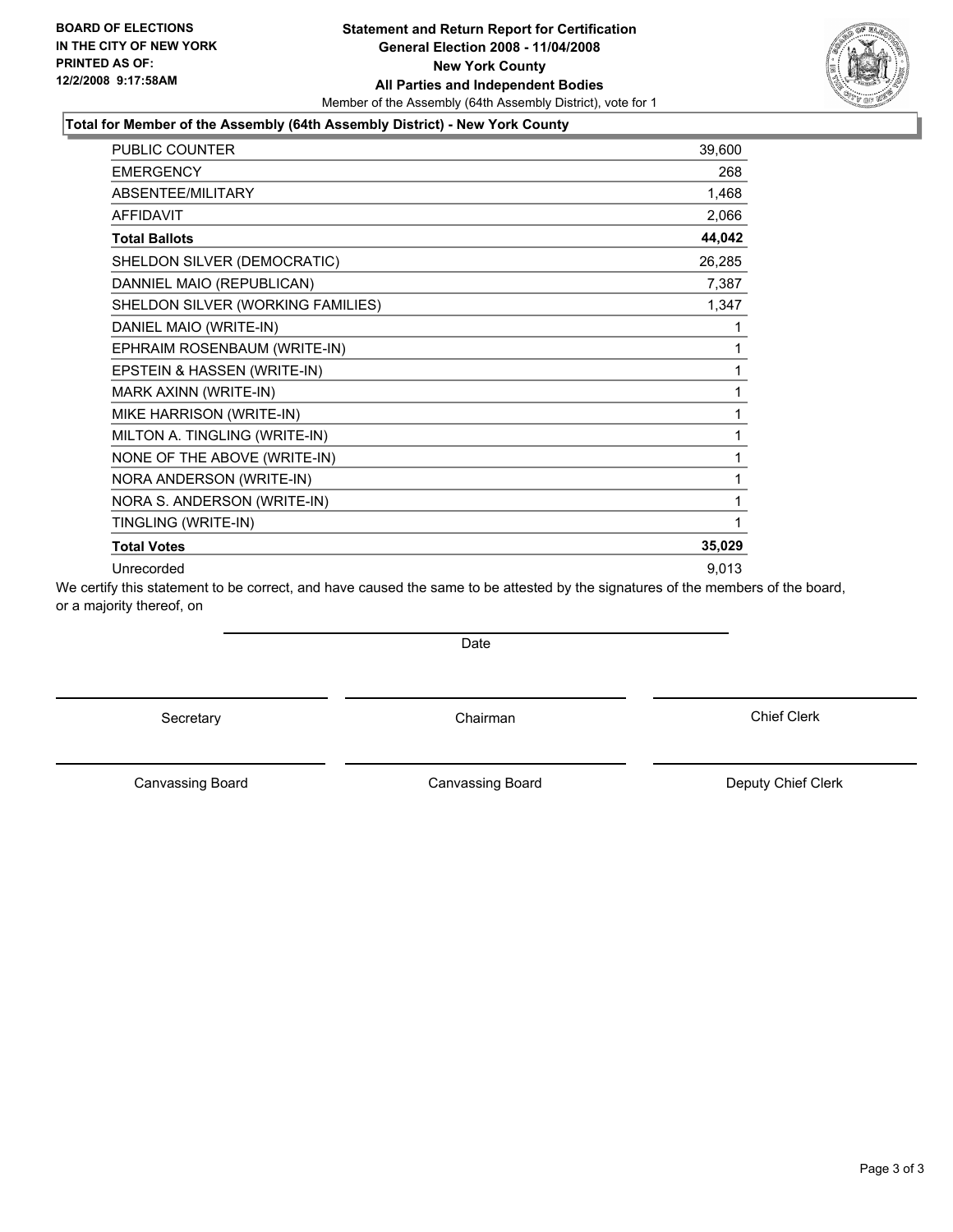**BOARD OF ELECTIONS IN THE CITY OF NEW YORK PRINTED AS OF: 12/2/2008 9:17:58AM**

**Statement and Return Report for Certification**
**General Election 2008 - 11/04/2008**
**New York County**
**All Parties and Independent Bodies**
Member of the Assembly (64th Assembly District), vote for 1

**Total for Member of the Assembly (64th Assembly District) - New York County**

| | |
|---|---|
| PUBLIC COUNTER | 39,600 |
| EMERGENCY | 268 |
| ABSENTEE/MILITARY | 1,468 |
| AFFIDAVIT | 2,066 |
| **Total Ballots** | **44,042** |
| SHELDON SILVER (DEMOCRATIC) | 26,285 |
| DANNIEL MAIO (REPUBLICAN) | 7,387 |
| SHELDON SILVER (WORKING FAMILIES) | 1,347 |
| DANIEL MAIO (WRITE-IN) | 1 |
| EPHRAIM ROSENBAUM (WRITE-IN) | 1 |
| EPSTEIN & HASSEN (WRITE-IN) | 1 |
| MARK AXINN (WRITE-IN) | 1 |
| MIKE HARRISON (WRITE-IN) | 1 |
| MILTON A. TINGLING (WRITE-IN) | 1 |
| NONE OF THE ABOVE (WRITE-IN) | 1 |
| NORA ANDERSON (WRITE-IN) | 1 |
| NORA S. ANDERSON (WRITE-IN) | 1 |
| TINGLING (WRITE-IN) | 1 |
| **Total Votes** | **35,029** |
| Unrecorded | 9,013 |

We certify this statement to be correct, and have caused the same to be attested by the signatures of the members of the board, or a majority thereof, on

Date

Secretary | Chairman | Chief Clerk

Canvassing Board | Canvassing Board | Deputy Chief Clerk